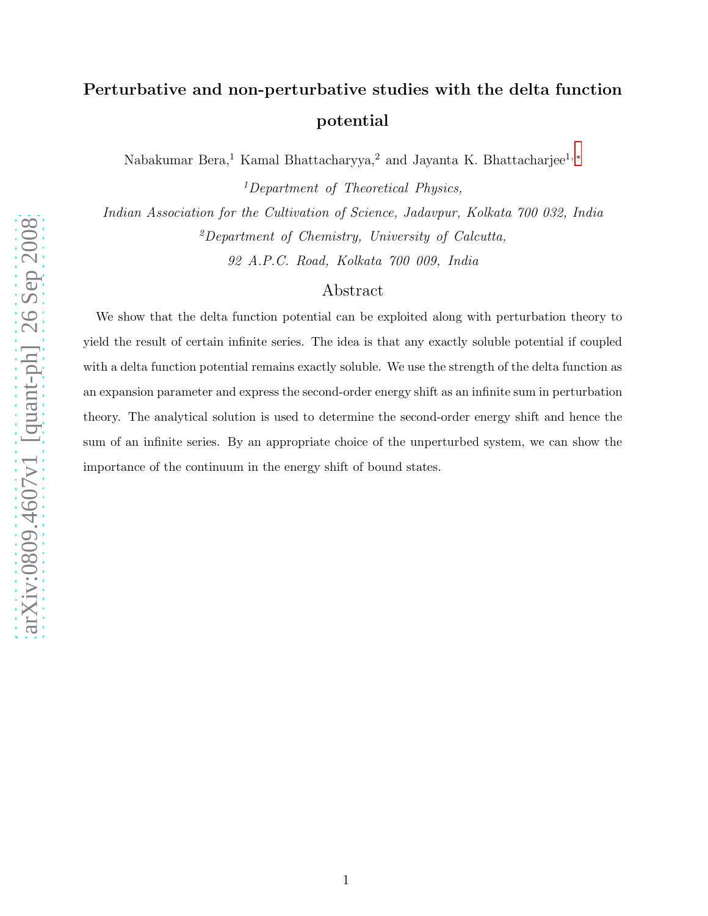# Perturbative and non-perturbative studies with the delta function potential

Nabakumar Bera,[1] Kamal Bhattacharyya,[2] and Jayanta K. Bhattacharjee[1,*]

[1] *Department of Theoretical Physics, Indian Association for the Cultivation of Science, Jadavpur, Kolkata 700 032, India*

[2] *Department of Chemistry, University of Calcutta, 92 A.P.C. Road, Kolkata 700 009, India*

## Abstract

We show that the delta function potential can be exploited along with perturbation theory to yield the result of certain infinite series. The idea is that any exactly soluble potential if coupled with a delta function potential remains exactly soluble. We use the strength of the delta function as an expansion parameter and express the second-order energy shift as an infinite sum in perturbation theory. The analytical solution is used to determine the second-order energy shift and hence the sum of an infinite series. By an appropriate choice of the unperturbed system, we can show the importance of the continuum in the energy shift of bound states.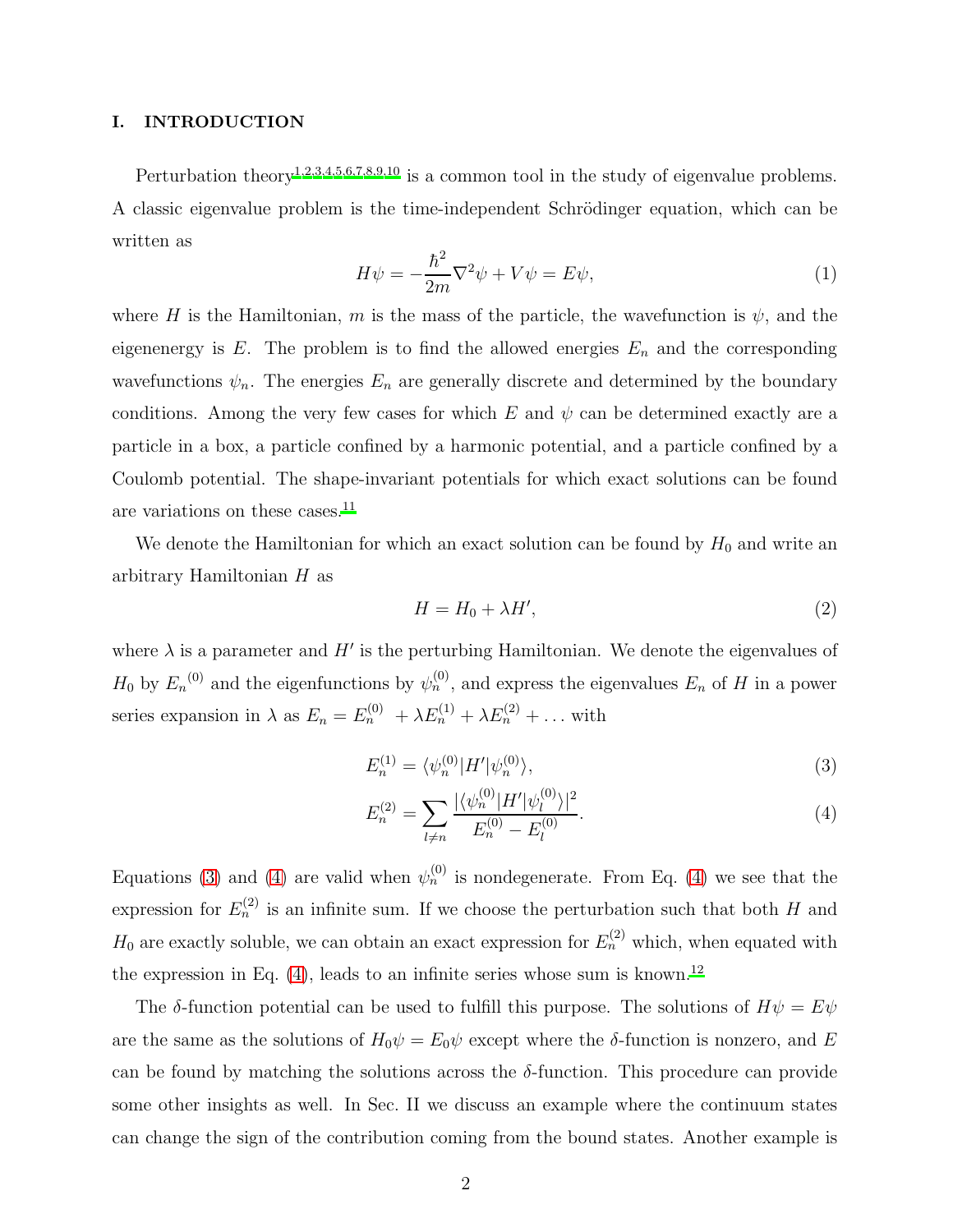## I. INTRODUCTION

Perturbation theory[1,2,3,4,5,6,7,8,9,10] is a common tool in the study of eigenvalue problems. A classic eigenvalue problem is the time-independent Schrödinger equation, which can be written as

$$H\psi = -\frac{\hbar^2}{2m}\nabla^2\psi + V\psi = E\psi, \tag{1}$$

where $H$ is the Hamiltonian, $m$ is the mass of the particle, the wavefunction is $\psi$, and the eigenenergy is $E$. The problem is to find the allowed energies $E_n$ and the corresponding wavefunctions $\psi_n$. The energies $E_n$ are generally discrete and determined by the boundary conditions. Among the very few cases for which $E$ and $\psi$ can be determined exactly are a particle in a box, a particle confined by a harmonic potential, and a particle confined by a Coulomb potential. The shape-invariant potentials for which exact solutions can be found are variations on these cases.[11]

We denote the Hamiltonian for which an exact solution can be found by $H_0$ and write an arbitrary Hamiltonian $H$ as

$$H = H_0 + \lambda H', \tag{2}$$

where $\lambda$ is a parameter and $H'$ is the perturbing Hamiltonian. We denote the eigenvalues of $H_0$ by ${E_n}^{(0)}$ and the eigenfunctions by $\psi_n^{(0)}$, and express the eigenvalues $E_n$ of $H$ in a power series expansion in $\lambda$ as $E_n = E_n^{(0)} + \lambda E_n^{(1)} + \lambda E_n^{(2)} + \ldots$ with

$$E_n^{(1)} = \langle \psi_n^{(0)} | H' | \psi_n^{(0)} \rangle, \tag{3}$$

$$E_n^{(2)} = \sum_{l \neq n} \frac{|\langle \psi_n^{(0)} | H' | \psi_l^{(0)} \rangle|^2}{E_n^{(0)} - E_l^{(0)}}. \tag{4}$$

Equations (3) and (4) are valid when $\psi_n^{(0)}$ is nondegenerate. From Eq. (4) we see that the expression for $E_n^{(2)}$ is an infinite sum. If we choose the perturbation such that both $H$ and $H_0$ are exactly soluble, we can obtain an exact expression for $E_n^{(2)}$ which, when equated with the expression in Eq. (4), leads to an infinite series whose sum is known.[12]

The $\delta$-function potential can be used to fulfill this purpose. The solutions of $H\psi = E\psi$ are the same as the solutions of $H_0\psi = E_0\psi$ except where the $\delta$-function is nonzero, and $E$ can be found by matching the solutions across the $\delta$-function. This procedure can provide some other insights as well. In Sec. II we discuss an example where the continuum states can change the sign of the contribution coming from the bound states. Another example is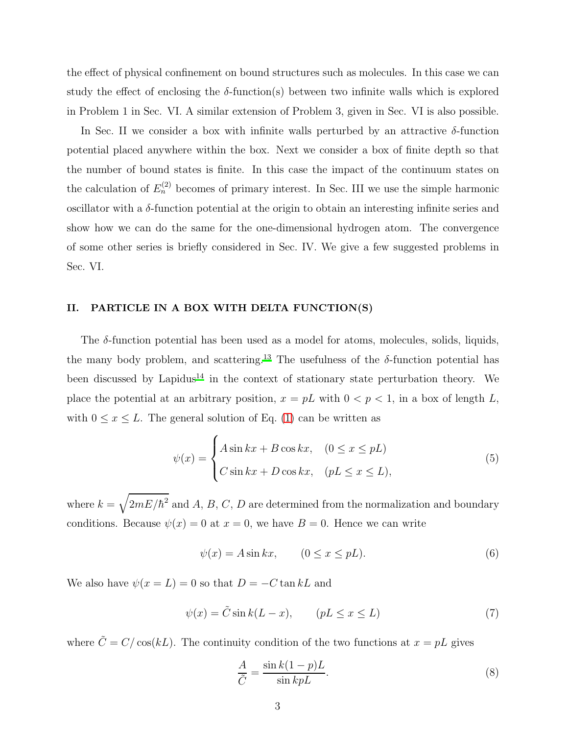the effect of physical confinement on bound structures such as molecules. In this case we can study the effect of enclosing the $\delta$-function(s) between two infinite walls which is explored in Problem 1 in Sec. VI. A similar extension of Problem 3, given in Sec. VI is also possible.

In Sec. II we consider a box with infinite walls perturbed by an attractive $\delta$-function potential placed anywhere within the box. Next we consider a box of finite depth so that the number of bound states is finite. In this case the impact of the continuum states on the calculation of $E_n^{(2)}$ becomes of primary interest. In Sec. III we use the simple harmonic oscillator with a $\delta$-function potential at the origin to obtain an interesting infinite series and show how we can do the same for the one-dimensional hydrogen atom. The convergence of some other series is briefly considered in Sec. IV. We give a few suggested problems in Sec. VI.

## II. PARTICLE IN A BOX WITH DELTA FUNCTION(S)

The $\delta$-function potential has been used as a model for atoms, molecules, solids, liquids, the many body problem, and scattering.[13] The usefulness of the $\delta$-function potential has been discussed by Lapidus[14] in the context of stationary state perturbation theory. We place the potential at an arbitrary position, $x = pL$ with $0 < p < 1$, in a box of length $L$, with $0 \leq x \leq L$. The general solution of Eq. (1) can be written as

$$\psi(x) = \begin{cases} A \sin kx + B \cos kx, & (0 \leq x \leq pL) \\ C \sin kx + D \cos kx, & (pL \leq x \leq L), \end{cases} \tag{5}$$

where $k = \sqrt{2mE/\hbar^2}$ and $A$, $B$, $C$, $D$ are determined from the normalization and boundary conditions. Because $\psi(x) = 0$ at $x = 0$, we have $B = 0$. Hence we can write

$$\psi(x) = A \sin kx, \qquad (0 \leq x \leq pL). \tag{6}$$

We also have $\psi(x = L) = 0$ so that $D = -C \tan kL$ and

$$\psi(x) = \tilde{C} \sin k(L - x), \qquad (pL \leq x \leq L) \tag{7}$$

where $\tilde{C} = C/\cos(kL)$. The continuity condition of the two functions at $x = pL$ gives

$$\frac{A}{\tilde{C}} = \frac{\sin k(1-p)L}{\sin kpL}. \tag{8}$$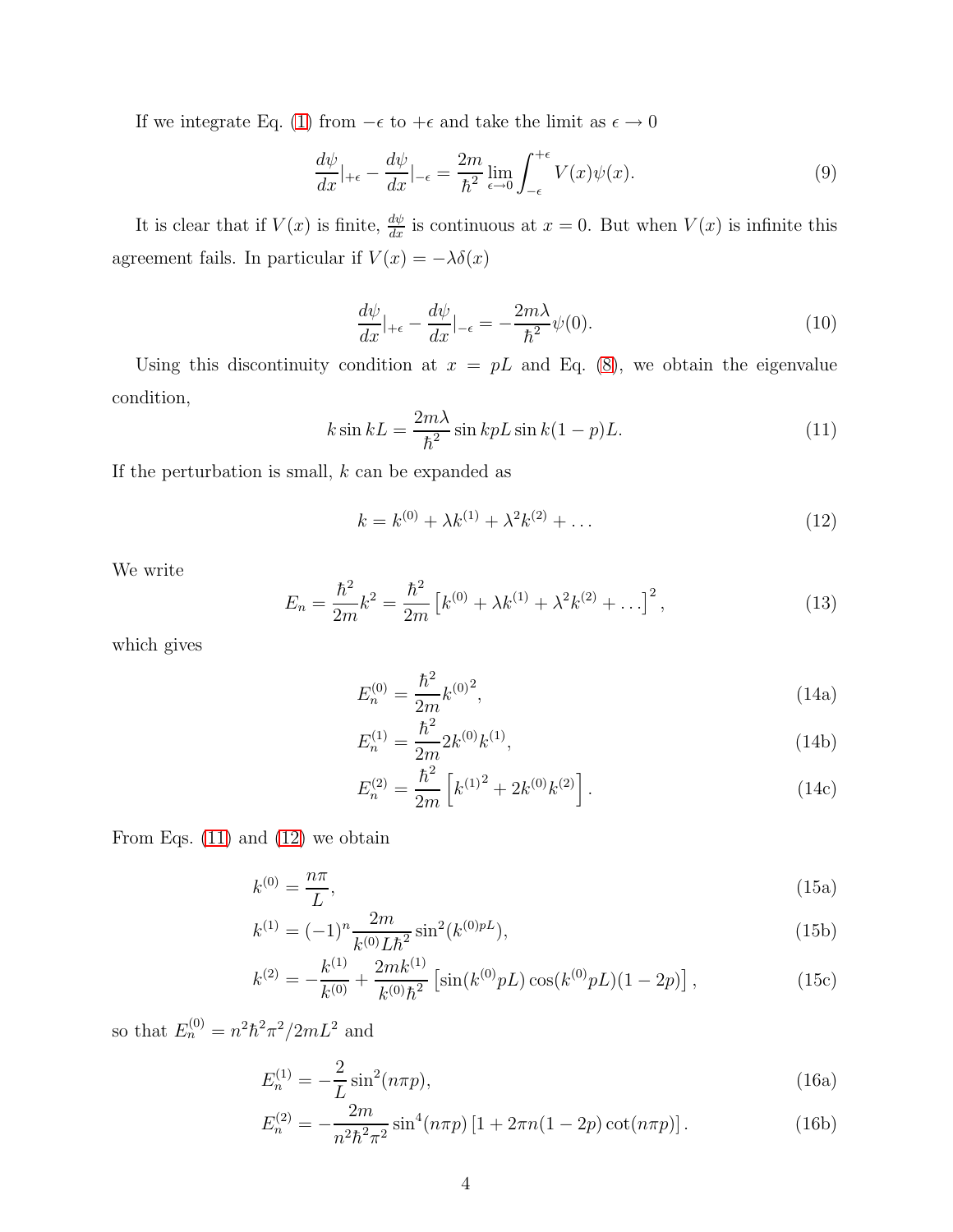If we integrate Eq. (1) from $-\epsilon$ to $+\epsilon$ and take the limit as $\epsilon \to 0$

$$\frac{d\psi}{dx}|_{+\epsilon} - \frac{d\psi}{dx}|_{-\epsilon} = \frac{2m}{\hbar^2} \lim_{\epsilon \to 0} \int_{-\epsilon}^{+\epsilon} V(x)\psi(x). \tag{9}$$

It is clear that if $V(x)$ is finite, $\frac{d\psi}{dx}$ is continuous at $x = 0$. But when $V(x)$ is infinite this agreement fails. In particular if $V(x) = -\lambda\delta(x)$

$$\frac{d\psi}{dx}|_{+\epsilon} - \frac{d\psi}{dx}|_{-\epsilon} = -\frac{2m\lambda}{\hbar^2}\psi(0). \tag{10}$$

Using this discontinuity condition at $x = pL$ and Eq. (8), we obtain the eigenvalue condition,

$$k \sin kL = \frac{2m\lambda}{\hbar^2} \sin kpL \sin k(1-p)L. \tag{11}$$

If the perturbation is small, $k$ can be expanded as

$$k = k^{(0)} + \lambda k^{(1)} + \lambda^2 k^{(2)} + \ldots \tag{12}$$

We write

$$E_n = \frac{\hbar^2}{2m}k^2 = \frac{\hbar^2}{2m}\left[k^{(0)} + \lambda k^{(1)} + \lambda^2 k^{(2)} + \ldots\right]^2, \tag{13}$$

which gives

$$E_n^{(0)} = \frac{\hbar^2}{2m}{k^{(0)}}^2, \tag{14a}$$

$$E_n^{(1)} = \frac{\hbar^2}{2m} 2k^{(0)}k^{(1)}, \tag{14b}$$

$$E_n^{(2)} = \frac{\hbar^2}{2m}\left[{k^{(1)}}^2 + 2k^{(0)}k^{(2)}\right]. \tag{14c}$$

From Eqs. (11) and (12) we obtain

$$k^{(0)} = \frac{n\pi}{L}, \tag{15a}$$

$$k^{(1)} = (-1)^n \frac{2m}{k^{(0)}L\hbar^2}\sin^2(k^{(0)pL}), \tag{15b}$$

$$k^{(2)} = -\frac{k^{(1)}}{k^{(0)}} + \frac{2mk^{(1)}}{k^{(0)}\hbar^2}\left[\sin(k^{(0)}pL)\cos(k^{(0)}pL)(1-2p)\right], \tag{15c}$$

so that $E_n^{(0)} = n^2\hbar^2\pi^2/2mL^2$ and

$$E_n^{(1)} = -\frac{2}{L}\sin^2(n\pi p), \tag{16a}$$

$$E_n^{(2)} = -\frac{2m}{n^2\hbar^2\pi^2}\sin^4(n\pi p)\left[1 + 2\pi n(1-2p)\cot(n\pi p)\right]. \tag{16b}$$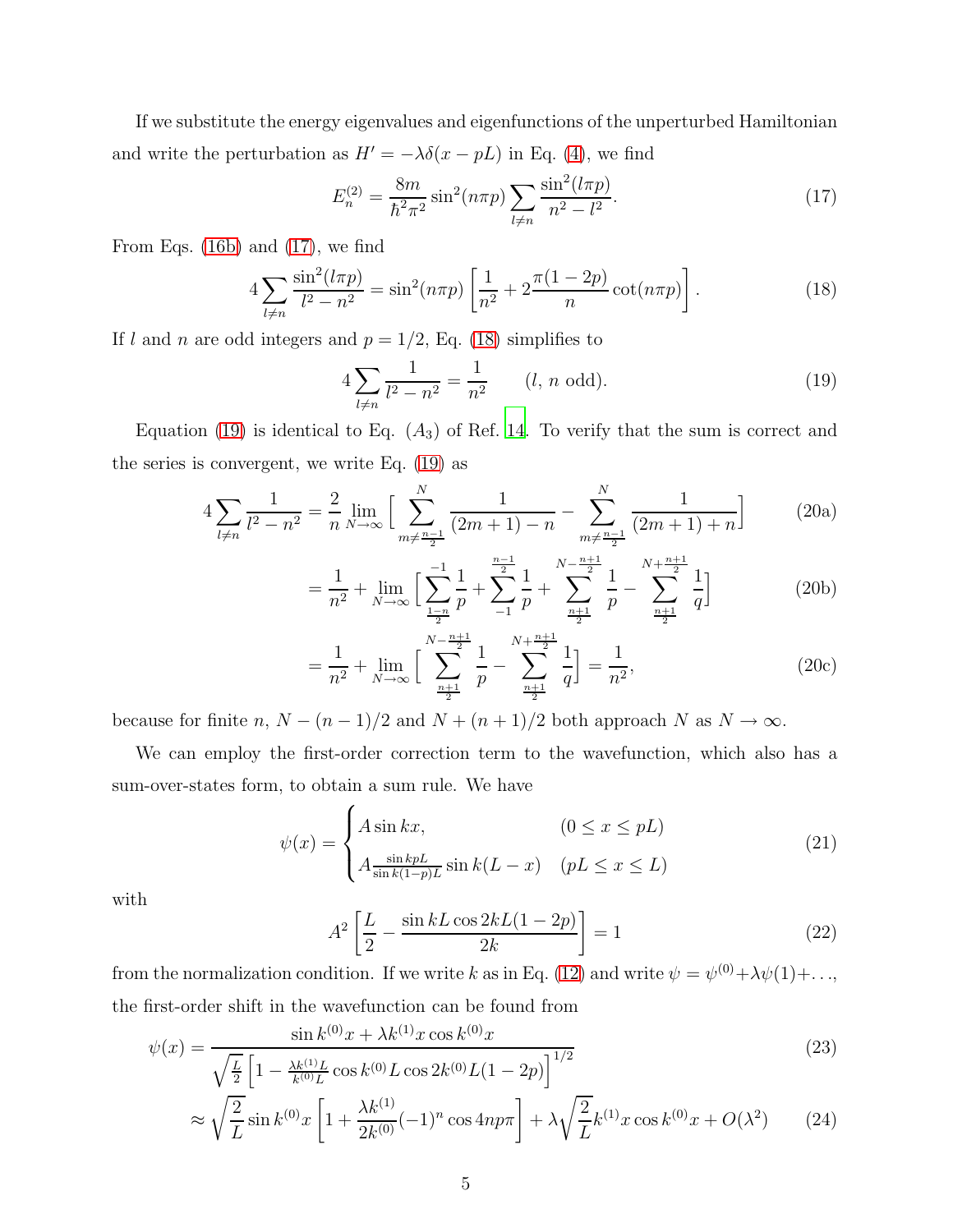If we substitute the energy eigenvalues and eigenfunctions of the unperturbed Hamiltonian and write the perturbation as $H' = -\lambda\delta(x - pL)$ in Eq. (4), we find

$$E_n^{(2)} = \frac{8m}{\hbar^2\pi^2}\sin^2(n\pi p)\sum_{l\neq n}\frac{\sin^2(l\pi p)}{n^2 - l^2}. \tag{17}$$

From Eqs. (16b) and (17), we find

$$4\sum_{l\neq n}\frac{\sin^2(l\pi p)}{l^2 - n^2} = \sin^2(n\pi p)\left[\frac{1}{n^2} + 2\frac{\pi(1-2p)}{n}\cot(n\pi p)\right]. \tag{18}$$

If $l$ and $n$ are odd integers and $p = 1/2$, Eq. (18) simplifies to

$$4\sum_{l\neq n}\frac{1}{l^2 - n^2} = \frac{1}{n^2} \qquad (l,\, n \text{ odd}). \tag{19}$$

Equation (19) is identical to Eq. $(A_3)$ of Ref. 14. To verify that the sum is correct and the series is convergent, we write Eq. (19) as

$$4\sum_{l\neq n}\frac{1}{l^2 - n^2} = \frac{2}{n}\lim_{N\to\infty}\Big[\sum_{m\neq\frac{n-1}{2}}^{N}\frac{1}{(2m+1) - n} - \sum_{m\neq\frac{n-1}{2}}^{N}\frac{1}{(2m+1) + n}\Big] \tag{20a}$$

$$= \frac{1}{n^2} + \lim_{N\to\infty}\Big[\sum_{\frac{1-n}{2}}^{-1}\frac{1}{p} + \sum_{-1}^{\frac{n-1}{2}}\frac{1}{p} + \sum_{\frac{n+1}{2}}^{N-\frac{n+1}{2}}\frac{1}{p} - \sum_{\frac{n+1}{2}}^{N+\frac{n+1}{2}}\frac{1}{q}\Big] \tag{20b}$$

$$= \frac{1}{n^2} + \lim_{N\to\infty}\Big[\sum_{\frac{n+1}{2}}^{N-\frac{n+1}{2}}\frac{1}{p} - \sum_{\frac{n+1}{2}}^{N+\frac{n+1}{2}}\frac{1}{q}\Big] = \frac{1}{n^2}, \tag{20c}$$

because for finite $n$, $N - (n-1)/2$ and $N + (n+1)/2$ both approach $N$ as $N \to \infty$.

We can employ the first-order correction term to the wavefunction, which also has a sum-over-states form, to obtain a sum rule. We have

$$\psi(x) = \begin{cases} A\sin kx, & (0 \leq x \leq pL) \\ A\frac{\sin kpL}{\sin k(1-p)L}\sin k(L-x) & (pL \leq x \leq L) \end{cases} \tag{21}$$

with

$$A^2\left[\frac{L}{2} - \frac{\sin kL\cos 2kL(1-2p)}{2k}\right] = 1 \tag{22}$$

from the normalization condition. If we write $k$ as in Eq. (12) and write $\psi = \psi^{(0)} + \lambda\psi(1) + \ldots$, the first-order shift in the wavefunction can be found from

$$\psi(x) = \frac{\sin k^{(0)}x + \lambda k^{(1)}x\cos k^{(0)}x}{\sqrt{\frac{L}{2}}\left[1 - \frac{\lambda k^{(1)}L}{k^{(0)}L}\cos k^{(0)}L\cos 2k^{(0)}L(1-2p)\right]^{1/2}} \tag{23}$$

$$\approx \sqrt{\frac{2}{L}}\sin k^{(0)}x\left[1 + \frac{\lambda k^{(1)}}{2k^{(0)}}(-1)^n\cos 4np\pi\right] + \lambda\sqrt{\frac{2}{L}}k^{(1)}x\cos k^{(0)}x + O(\lambda^2) \tag{24}$$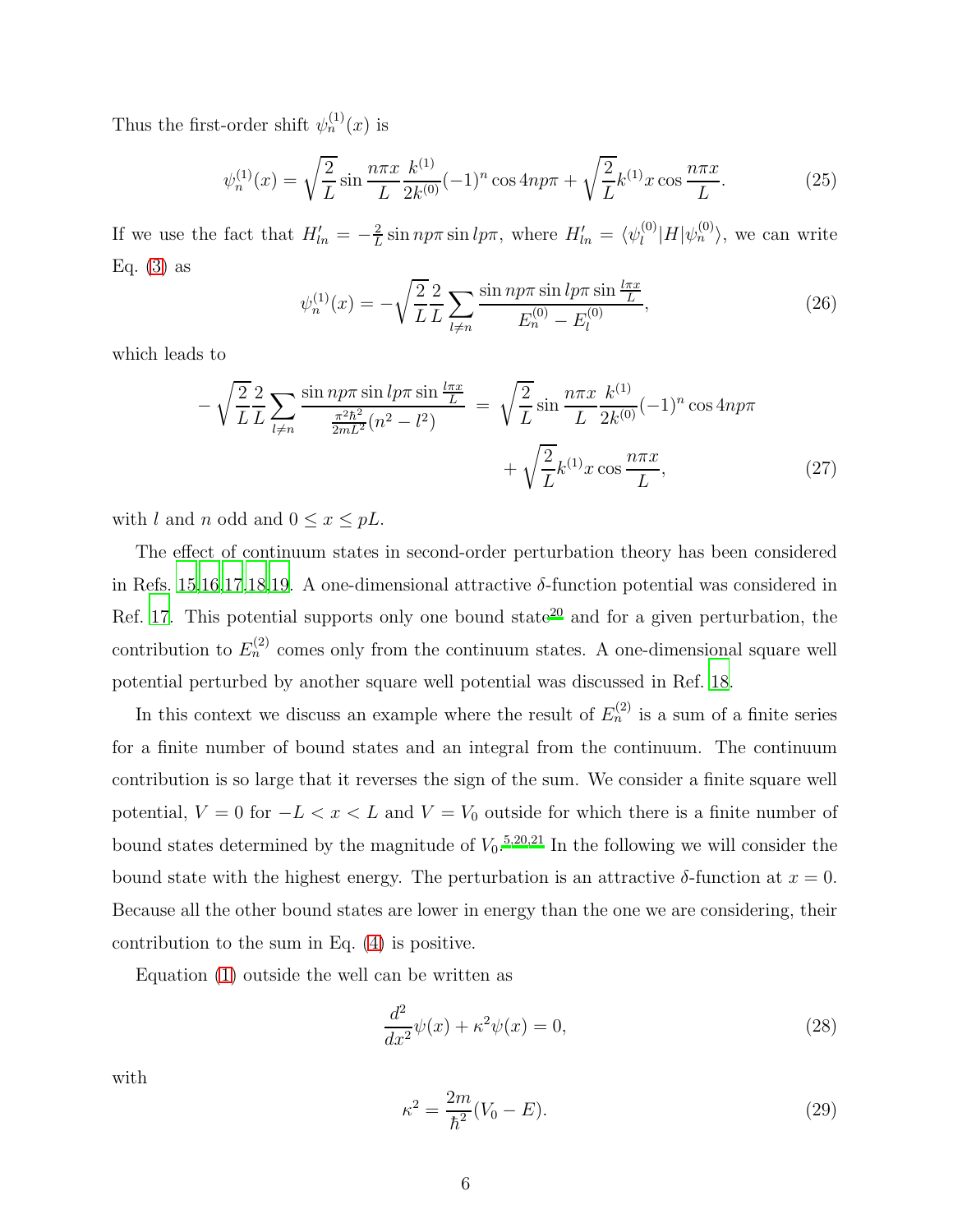Thus the first-order shift $\psi_n^{(1)}(x)$ is

$$\psi_n^{(1)}(x) = \sqrt{\frac{2}{L}} \sin \frac{n\pi x}{L} \frac{k^{(1)}}{2k^{(0)}} (-1)^n \cos 4np\pi + \sqrt{\frac{2}{L}} k^{(1)} x \cos \frac{n\pi x}{L}. \tag{25}$$

If we use the fact that $H'_{ln} = -\frac{2}{L} \sin np\pi \sin lp\pi$, where $H'_{ln} = \langle \psi_l^{(0)} | H | \psi_n^{(0)} \rangle$, we can write Eq. (3) as

$$\psi_n^{(1)}(x) = -\sqrt{\frac{2}{L}} \frac{2}{L} \sum_{l \neq n} \frac{\sin np\pi \sin lp\pi \sin \frac{l\pi x}{L}}{E_n^{(0)} - E_l^{(0)}}, \tag{26}$$

which leads to

$$-\sqrt{\frac{2}{L}} \frac{2}{L} \sum_{l \neq n} \frac{\sin np\pi \sin lp\pi \sin \frac{l\pi x}{L}}{\frac{\pi^2 \hbar^2}{2mL^2}(n^2 - l^2)} = \sqrt{\frac{2}{L}} \sin \frac{n\pi x}{L} \frac{k^{(1)}}{2k^{(0)}} (-1)^n \cos 4np\pi + \sqrt{\frac{2}{L}} k^{(1)} x \cos \frac{n\pi x}{L}, \tag{27}$$

with $l$ and $n$ odd and $0 \leq x \leq pL$.

The effect of continuum states in second-order perturbation theory has been considered in Refs. 15,16,17,18,19. A one-dimensional attractive $\delta$-function potential was considered in Ref. 17. This potential supports only one bound state[20] and for a given perturbation, the contribution to $E_n^{(2)}$ comes only from the continuum states. A one-dimensional square well potential perturbed by another square well potential was discussed in Ref. 18.

In this context we discuss an example where the result of $E_n^{(2)}$ is a sum of a finite series for a finite number of bound states and an integral from the continuum. The continuum contribution is so large that it reverses the sign of the sum. We consider a finite square well potential, $V = 0$ for $-L < x < L$ and $V = V_0$ outside for which there is a finite number of bound states determined by the magnitude of $V_0$.[5,20,21] In the following we will consider the bound state with the highest energy. The perturbation is an attractive $\delta$-function at $x = 0$. Because all the other bound states are lower in energy than the one we are considering, their contribution to the sum in Eq. (4) is positive.

Equation (1) outside the well can be written as

$$\frac{d^2}{dx^2}\psi(x) + \kappa^2 \psi(x) = 0, \tag{28}$$

with

$$\kappa^2 = \frac{2m}{\hbar^2}(V_0 - E). \tag{29}$$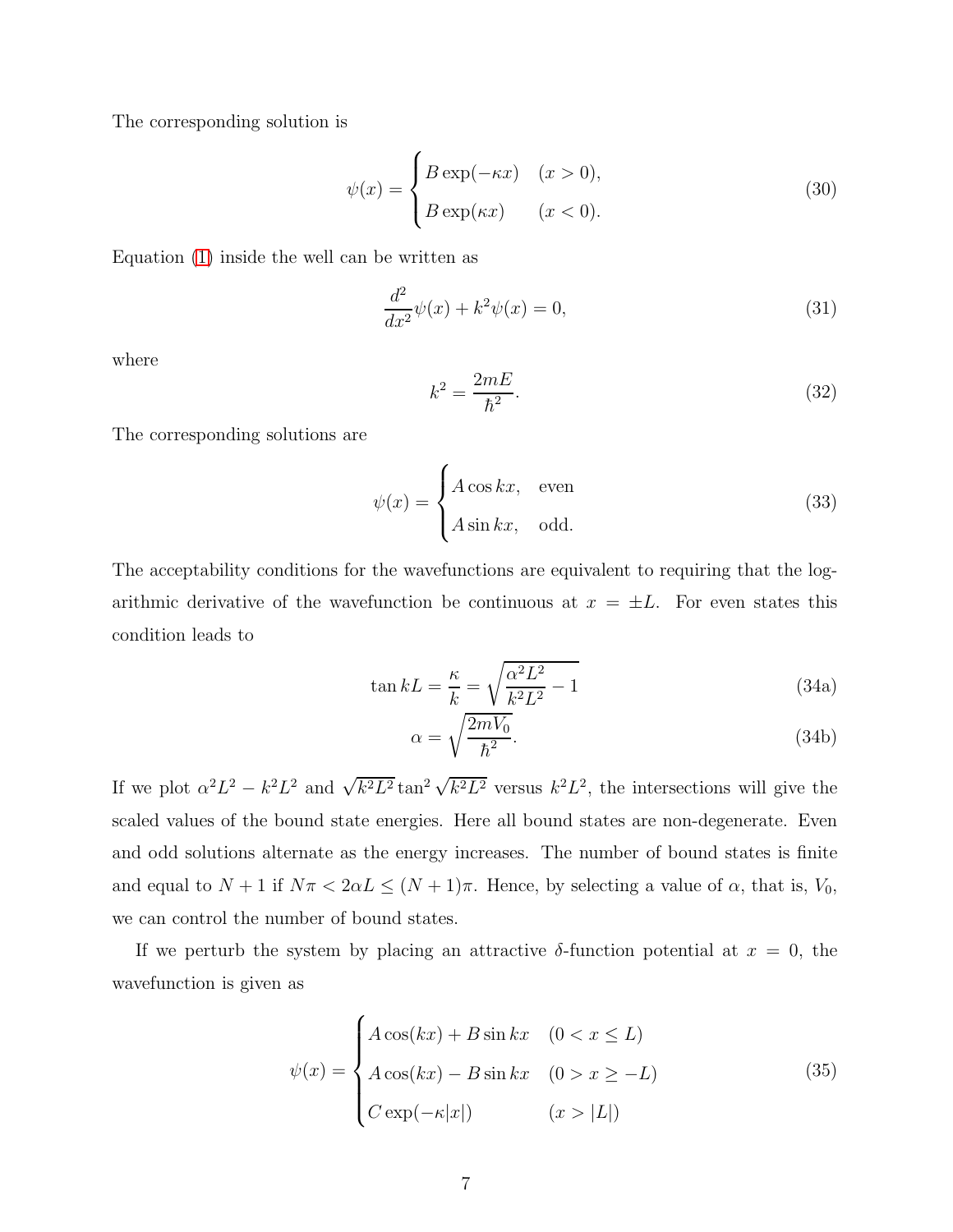The corresponding solution is

$$
\psi(x) = \begin{cases} B \exp(-\kappa x) & (x > 0), \\ B \exp(\kappa x) & (x < 0). \end{cases} \tag{30}
$$

Equation (1) inside the well can be written as

$$
\frac{d^2}{dx^2}\psi(x) + k^2 \psi(x) = 0, \tag{31}
$$

where

$$
k^2 = \frac{2mE}{\hbar^2}. \tag{32}
$$

The corresponding solutions are

$$
\psi(x) = \begin{cases} A \cos kx, & \text{even} \\ A \sin kx, & \text{odd.} \end{cases} \tag{33}
$$

The acceptability conditions for the wavefunctions are equivalent to requiring that the logarithmic derivative of the wavefunction be continuous at $x = \pm L$. For even states this condition leads to

$$
\tan kL = \frac{\kappa}{k} = \sqrt{\frac{\alpha^2 L^2}{k^2 L^2} - 1} \tag{34a}
$$

$$
\alpha = \sqrt{\frac{2mV_0}{\hbar^2}}. \tag{34b}
$$

If we plot $\alpha^2 L^2 - k^2 L^2$ and $\sqrt{k^2 L^2} \tan^2 \sqrt{k^2 L^2}$ versus $k^2 L^2$, the intersections will give the scaled values of the bound state energies. Here all bound states are non-degenerate. Even and odd solutions alternate as the energy increases. The number of bound states is finite and equal to $N + 1$ if $N\pi < 2\alpha L \leq (N + 1)\pi$. Hence, by selecting a value of $\alpha$, that is, $V_0$, we can control the number of bound states.

If we perturb the system by placing an attractive $\delta$-function potential at $x = 0$, the wavefunction is given as

$$
\psi(x) = \begin{cases} A \cos(kx) + B \sin kx & (0 < x \leq L) \\ A \cos(kx) - B \sin kx & (0 > x \geq -L) \\ C \exp(-\kappa |x|) & (x > |L|) \end{cases} \tag{35}
$$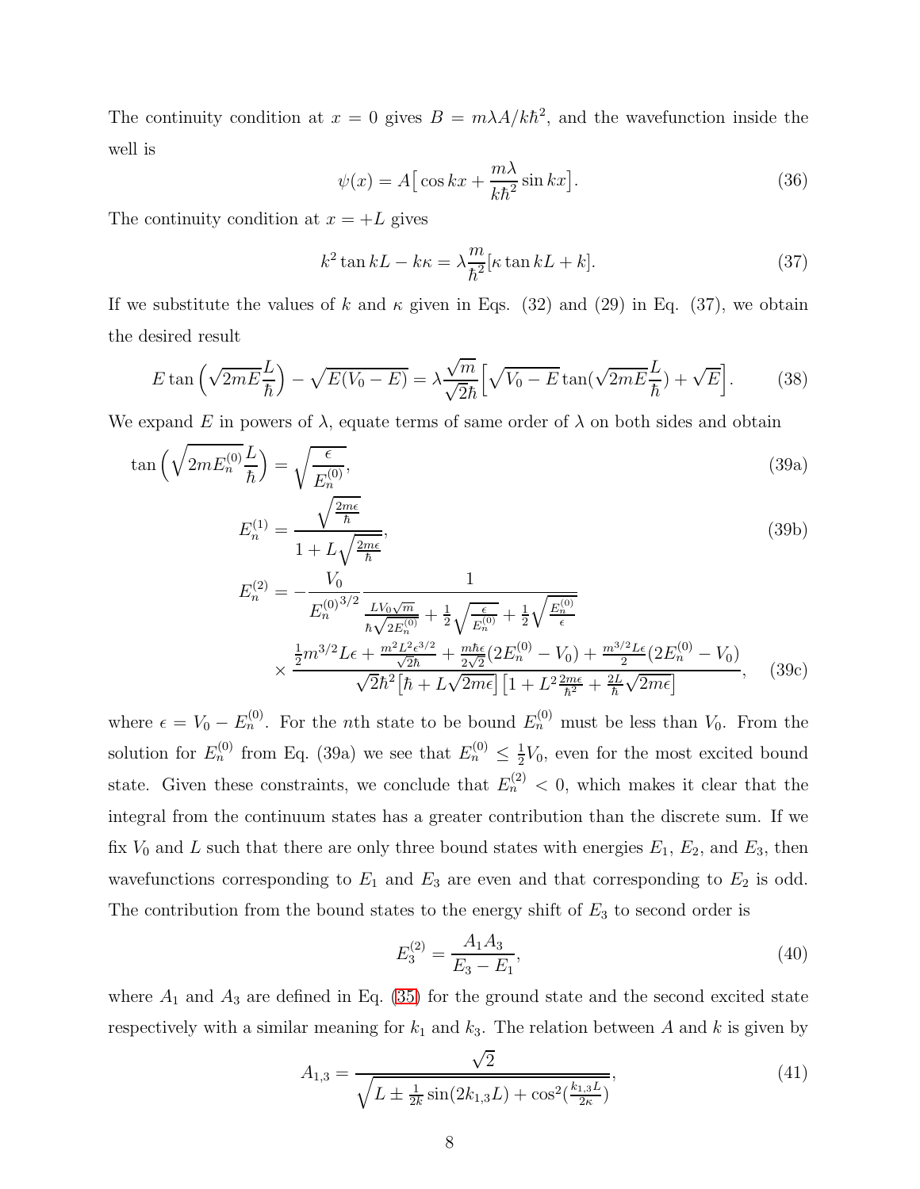The continuity condition at $x = 0$ gives $B = m\lambda A/k\hbar^2$, and the wavefunction inside the well is

$$\psi(x) = A\big[\cos kx + \frac{m\lambda}{k\hbar^2}\sin kx\big]. \tag{36}$$

The continuity condition at $x = +L$ gives

$$k^2 \tan kL - k\kappa = \lambda\frac{m}{\hbar^2}[\kappa \tan kL + k]. \tag{37}$$

If we substitute the values of $k$ and $\kappa$ given in Eqs. (32) and (29) in Eq. (37), we obtain the desired result

$$E\tan\Big(\sqrt{2mE}\frac{L}{\hbar}\Big) - \sqrt{E(V_0 - E)} = \lambda\frac{\sqrt{m}}{\sqrt{2}\hbar}\Big[\sqrt{V_0 - E}\tan(\sqrt{2mE}\frac{L}{\hbar}) + \sqrt{E}\Big]. \tag{38}$$

We expand $E$ in powers of $\lambda$, equate terms of same order of $\lambda$ on both sides and obtain

$$\tan\Big(\sqrt{2mE_n^{(0)}}\frac{L}{\hbar}\Big) = \sqrt{\frac{\epsilon}{E_n^{(0)}}}, \tag{39a}$$

$$E_n^{(1)} = \frac{\sqrt{\frac{2m\epsilon}{\hbar}}}{1 + L\sqrt{\frac{2m\epsilon}{\hbar}}}, \tag{39b}$$

$$\begin{aligned} E_n^{(2)} = &-\frac{V_0}{{E_n^{(0)}}^{3/2}}\frac{1}{\frac{LV_0\sqrt{m}}{\hbar\sqrt{2E_n^{(0)}}} + \frac{1}{2}\sqrt{\frac{\epsilon}{E_n^{(0)}}} + \frac{1}{2}\sqrt{\frac{E_n^{(0)}}{\epsilon}}} \\ &\times \frac{\frac{1}{2}m^{3/2}L\epsilon + \frac{m^2L^2\epsilon^{3/2}}{\sqrt{2}\hbar} + \frac{m\hbar\epsilon}{2\sqrt{2}}(2E_n^{(0)} - V_0) + \frac{m^{3/2}L\epsilon}{2}(2E_n^{(0)} - V_0)}{\sqrt{2}\hbar^2\big[\hbar + L\sqrt{2m\epsilon}\big]\big[1 + L^2\frac{2m\epsilon}{\hbar^2} + \frac{2L}{\hbar}\sqrt{2m\epsilon}\big]}, \end{aligned} \tag{39c}$$

where $\epsilon = V_0 - E_n^{(0)}$. For the $n$th state to be bound $E_n^{(0)}$ must be less than $V_0$. From the solution for $E_n^{(0)}$ from Eq. (39a) we see that $E_n^{(0)} \leq \frac{1}{2}V_0$, even for the most excited bound state. Given these constraints, we conclude that $E_n^{(2)} < 0$, which makes it clear that the integral from the continuum states has a greater contribution than the discrete sum. If we fix $V_0$ and $L$ such that there are only three bound states with energies $E_1$, $E_2$, and $E_3$, then wavefunctions corresponding to $E_1$ and $E_3$ are even and that corresponding to $E_2$ is odd. The contribution from the bound states to the energy shift of $E_3$ to second order is

$$E_3^{(2)} = \frac{A_1 A_3}{E_3 - E_1}, \tag{40}$$

where $A_1$ and $A_3$ are defined in Eq. (35) for the ground state and the second excited state respectively with a similar meaning for $k_1$ and $k_3$. The relation between $A$ and $k$ is given by

$$A_{1,3} = \frac{\sqrt{2}}{\sqrt{L \pm \frac{1}{2k}\sin(2k_{1,3}L) + \cos^2(\frac{k_{1,3}L}{2\kappa})}}, \tag{41}$$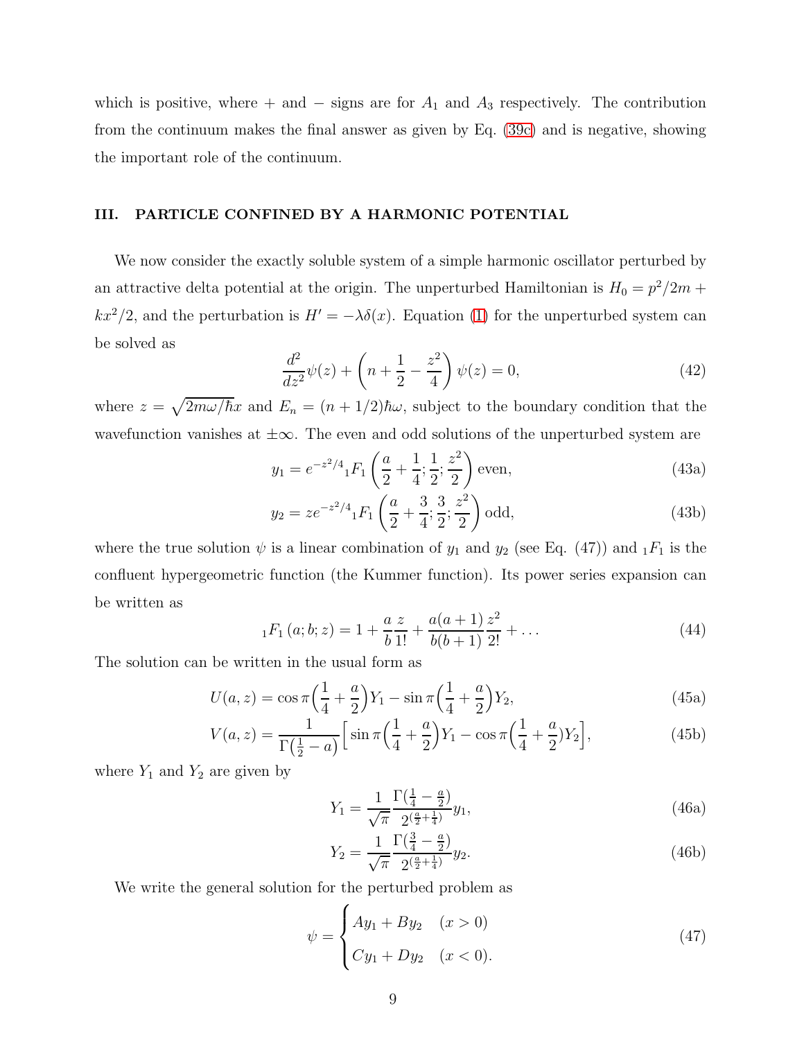which is positive, where + and − signs are for $A_1$ and $A_3$ respectively. The contribution from the continuum makes the final answer as given by Eq. (39c) and is negative, showing the important role of the continuum.

## III. PARTICLE CONFINED BY A HARMONIC POTENTIAL

We now consider the exactly soluble system of a simple harmonic oscillator perturbed by an attractive delta potential at the origin. The unperturbed Hamiltonian is $H_0 = p^2/2m + kx^2/2$, and the perturbation is $H' = -\lambda\delta(x)$. Equation (1) for the unperturbed system can be solved as

$$\frac{d^2}{dz^2}\psi(z) + \left(n + \frac{1}{2} - \frac{z^2}{4}\right)\psi(z) = 0, \tag{42}$$

where $z = \sqrt{2m\omega/\hbar}x$ and $E_n = (n + 1/2)\hbar\omega$, subject to the boundary condition that the wavefunction vanishes at $\pm\infty$. The even and odd solutions of the unperturbed system are

$$y_1 = e^{-z^2/4}{}_1F_1\left(\frac{a}{2} + \frac{1}{4}; \frac{1}{2}; \frac{z^2}{2}\right) \text{ even}, \tag{43a}$$

$$y_2 = ze^{-z^2/4}{}_1F_1\left(\frac{a}{2} + \frac{3}{4}; \frac{3}{2}; \frac{z^2}{2}\right) \text{ odd}, \tag{43b}$$

where the true solution $\psi$ is a linear combination of $y_1$ and $y_2$ (see Eq. (47)) and ${}_1F_1$ is the confluent hypergeometric function (the Kummer function). Its power series expansion can be written as

$${}_1F_1\left(a; b; z\right) = 1 + \frac{a}{b}\frac{z}{1!} + \frac{a(a+1)}{b(b+1)}\frac{z^2}{2!} + \ldots \tag{44}$$

The solution can be written in the usual form as

$$U(a, z) = \cos\pi\Big(\frac{1}{4} + \frac{a}{2}\Big)Y_1 - \sin\pi\Big(\frac{1}{4} + \frac{a}{2}\Big)Y_2, \tag{45a}$$

$$V(a, z) = \frac{1}{\Gamma\big(\frac{1}{2} - a\big)}\Big[\sin\pi\Big(\frac{1}{4} + \frac{a}{2}\Big)Y_1 - \cos\pi\Big(\frac{1}{4} + \frac{a}{2}\Big)Y_2\Big], \tag{45b}$$

where $Y_1$ and $Y_2$ are given by

$$Y_1 = \frac{1}{\sqrt{\pi}}\frac{\Gamma(\frac{1}{4} - \frac{a}{2})}{2^{(\frac{a}{2} + \frac{1}{4})}}y_1, \tag{46a}$$

$$Y_2 = \frac{1}{\sqrt{\pi}}\frac{\Gamma(\frac{3}{4} - \frac{a}{2})}{2^{(\frac{a}{2} + \frac{1}{4})}}y_2. \tag{46b}$$

We write the general solution for the perturbed problem as

$$\psi = \begin{cases} Ay_1 + By_2 & (x > 0) \\ Cy_1 + Dy_2 & (x < 0). \end{cases} \tag{47}$$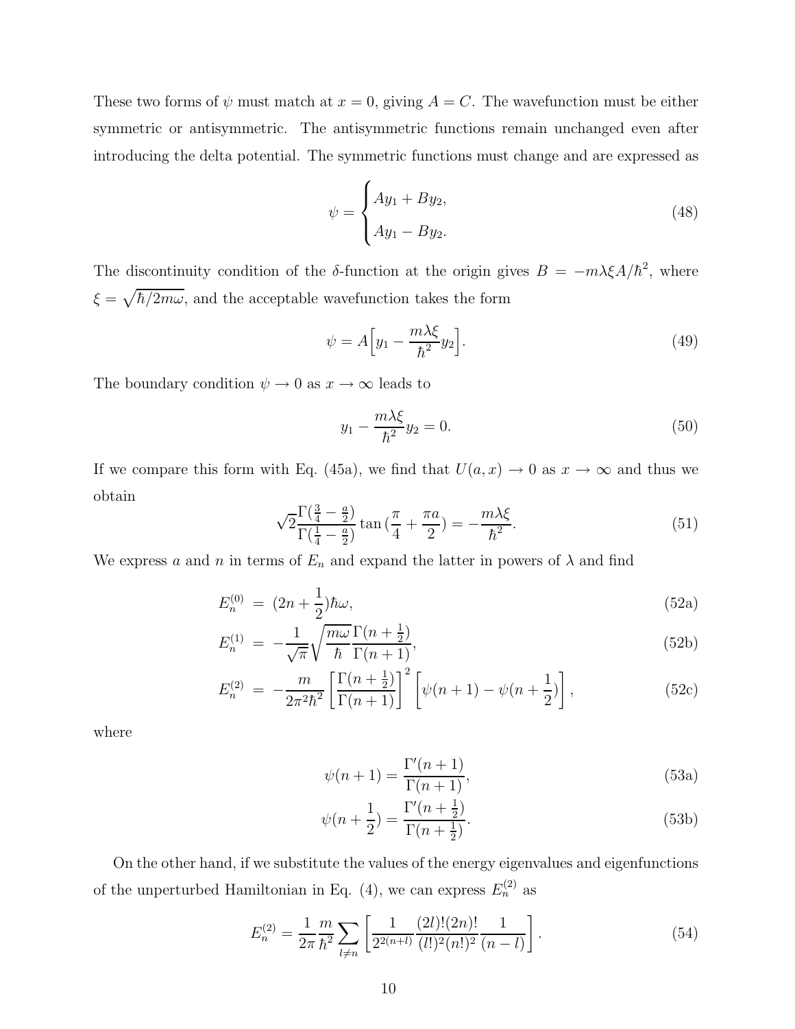These two forms of $\psi$ must match at $x = 0$, giving $A = C$. The wavefunction must be either symmetric or antisymmetric. The antisymmetric functions remain unchanged even after introducing the delta potential. The symmetric functions must change and are expressed as

$$\psi = \begin{cases} Ay_1 + By_2, \\ Ay_1 - By_2. \end{cases} \tag{48}$$

The discontinuity condition of the $\delta$-function at the origin gives $B = -m\lambda\xi A/\hbar^2$, where $\xi = \sqrt{\hbar/2m\omega}$, and the acceptable wavefunction takes the form

$$\psi = A\Big[y_1 - \frac{m\lambda\xi}{\hbar^2}y_2\Big]. \tag{49}$$

The boundary condition $\psi \to 0$ as $x \to \infty$ leads to

$$y_1 - \frac{m\lambda\xi}{\hbar^2}y_2 = 0. \tag{50}$$

If we compare this form with Eq. (45a), we find that $U(a, x) \to 0$ as $x \to \infty$ and thus we obtain

$$\sqrt{2}\frac{\Gamma(\frac{3}{4} - \frac{a}{2})}{\Gamma(\frac{1}{4} - \frac{a}{2})}\tan\big(\frac{\pi}{4} + \frac{\pi a}{2}\big) = -\frac{m\lambda\xi}{\hbar^2}. \tag{51}$$

We express $a$ and $n$ in terms of $E_n$ and expand the latter in powers of $\lambda$ and find

$$E_n^{(0)} = (2n + \frac{1}{2})\hbar\omega, \tag{52a}$$

$$E_n^{(1)} = -\frac{1}{\sqrt{\pi}}\sqrt{\frac{m\omega}{\hbar}}\frac{\Gamma(n + \frac{1}{2})}{\Gamma(n+1)}, \tag{52b}$$

$$E_n^{(2)} = -\frac{m}{2\pi^2\hbar^2}\left[\frac{\Gamma(n + \frac{1}{2})}{\Gamma(n+1)}\right]^2\left[\psi(n+1) - \psi(n + \frac{1}{2})\right], \tag{52c}$$

where

$$\psi(n+1) = \frac{\Gamma'(n+1)}{\Gamma(n+1)}, \tag{53a}$$

$$\psi(n + \frac{1}{2}) = \frac{\Gamma'(n + \frac{1}{2})}{\Gamma(n + \frac{1}{2})}. \tag{53b}$$

On the other hand, if we substitute the values of the energy eigenvalues and eigenfunctions of the unperturbed Hamiltonian in Eq. (4), we can express $E_n^{(2)}$ as

$$E_n^{(2)} = \frac{1}{2\pi}\frac{m}{\hbar^2}\sum_{l \neq n}\left[\frac{1}{2^{2(n+l)}}\frac{(2l)!(2n)!}{(l!)^2(n!)^2}\frac{1}{(n-l)}\right]. \tag{54}$$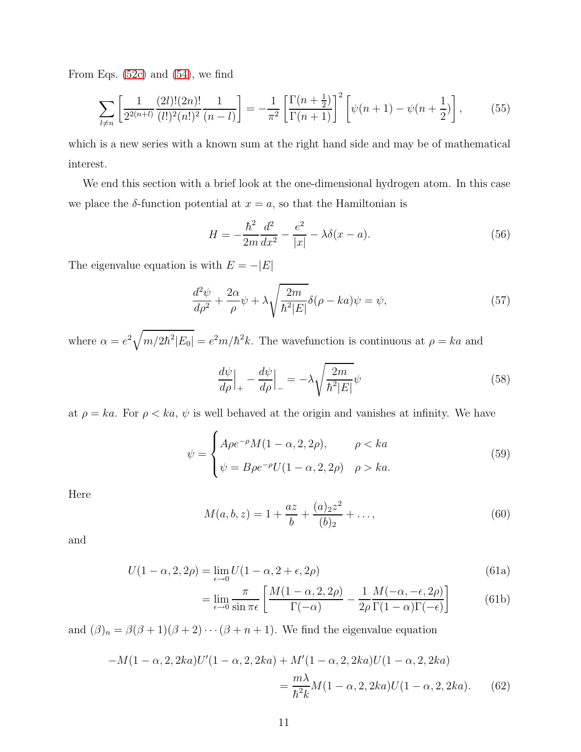From Eqs. (52c) and (54), we find

$$\sum_{l \neq n} \left[ \frac{1}{2^{2(n+l)}} \frac{(2l)!(2n)!}{(l!)^2(n!)^2} \frac{1}{(n-l)} \right] = -\frac{1}{\pi^2} \left[ \frac{\Gamma(n+\frac{1}{2})}{\Gamma(n+1)} \right]^2 \left[ \psi(n+1) - \psi(n+\frac{1}{2}) \right], \tag{55}$$

which is a new series with a known sum at the right hand side and may be of mathematical interest.

We end this section with a brief look at the one-dimensional hydrogen atom. In this case we place the $\delta$-function potential at $x = a$, so that the Hamiltonian is

$$H = -\frac{\hbar^2}{2m}\frac{d^2}{dx^2} - \frac{e^2}{|x|} - \lambda\delta(x-a). \tag{56}$$

The eigenvalue equation is with $E = -|E|$

$$\frac{d^2\psi}{d\rho^2} + \frac{2\alpha}{\rho}\psi + \lambda\sqrt{\frac{2m}{\hbar^2|E|}}\delta(\rho - ka)\psi = \psi, \tag{57}$$

where $\alpha = e^2\sqrt{m/2\hbar^2|E_0|} = e^2 m/\hbar^2 k$. The wavefunction is continuous at $\rho = ka$ and

$$\frac{d\psi}{d\rho}\Big|_+ - \frac{d\psi}{d\rho}\Big|_- = -\lambda\sqrt{\frac{2m}{\hbar^2|E|}}\psi \tag{58}$$

at $\rho = ka$. For $\rho < ka$, $\psi$ is well behaved at the origin and vanishes at infinity. We have

$$\psi = \begin{cases} A\rho e^{-\rho} M(1-\alpha, 2, 2\rho), & \rho < ka \\ \psi = B\rho e^{-\rho} U(1-\alpha, 2, 2\rho) & \rho > ka. \end{cases} \tag{59}$$

Here

$$M(a, b, z) = 1 + \frac{az}{b} + \frac{(a)_2 z^2}{(b)_2} + \ldots, \tag{60}$$

and

$$U(1-\alpha, 2, 2\rho) = \lim_{\epsilon \to 0} U(1-\alpha, 2+\epsilon, 2\rho) \tag{61a}$$

$$= \lim_{\epsilon \to 0} \frac{\pi}{\sin \pi\epsilon} \left[ \frac{M(1-\alpha, 2, 2\rho)}{\Gamma(-\alpha)} - \frac{1}{2\rho} \frac{M(-\alpha, -\epsilon, 2\rho)}{\Gamma(1-\alpha)\Gamma(-\epsilon)} \right] \tag{61b}$$

and $(\beta)_n = \beta(\beta+1)(\beta+2)\cdots(\beta+n+1)$. We find the eigenvalue equation

$$-M(1-\alpha, 2, 2ka)U'(1-\alpha, 2, 2ka) + M'(1-\alpha, 2, 2ka)U(1-\alpha, 2, 2ka)$$
$$= \frac{m\lambda}{\hbar^2 k} M(1-\alpha, 2, 2ka)U(1-\alpha, 2, 2ka). \tag{62}$$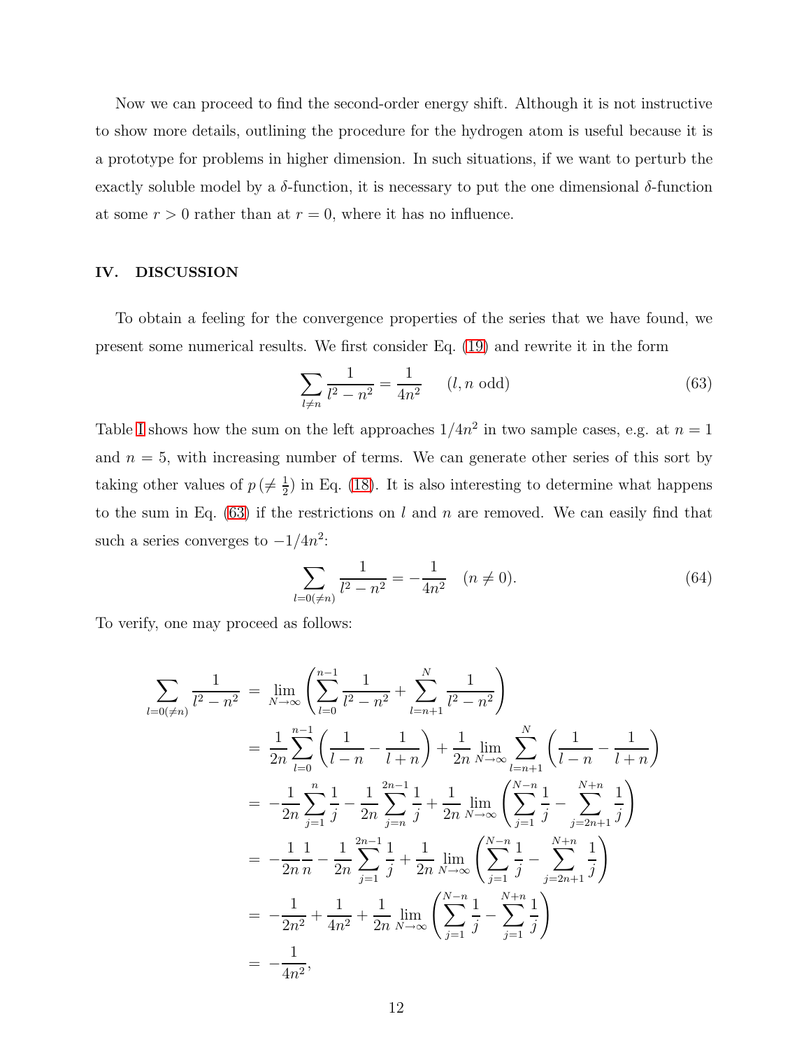Now we can proceed to find the second-order energy shift. Although it is not instructive to show more details, outlining the procedure for the hydrogen atom is useful because it is a prototype for problems in higher dimension. In such situations, if we want to perturb the exactly soluble model by a $\delta$-function, it is necessary to put the one dimensional $\delta$-function at some $r > 0$ rather than at $r = 0$, where it has no influence.

## IV. DISCUSSION

To obtain a feeling for the convergence properties of the series that we have found, we present some numerical results. We first consider Eq. (19) and rewrite it in the form

$$\sum_{l \neq n} \frac{1}{l^2 - n^2} = \frac{1}{4n^2} \qquad (l, n \text{ odd}) \tag{63}$$

Table I shows how the sum on the left approaches $1/4n^2$ in two sample cases, e.g. at $n = 1$ and $n = 5$, with increasing number of terms. We can generate other series of this sort by taking other values of $p\,(\neq \frac{1}{2})$ in Eq. (18). It is also interesting to determine what happens to the sum in Eq. (63) if the restrictions on $l$ and $n$ are removed. We can easily find that such a series converges to $-1/4n^2$:

$$\sum_{l=0(\neq n)} \frac{1}{l^2 - n^2} = -\frac{1}{4n^2} \quad (n \neq 0). \tag{64}$$

To verify, one may proceed as follows:

$$\begin{aligned}
\sum_{l=0(\neq n)} \frac{1}{l^2 - n^2} &= \lim_{N \to \infty} \left( \sum_{l=0}^{n-1} \frac{1}{l^2 - n^2} + \sum_{l=n+1}^{N} \frac{1}{l^2 - n^2} \right) \\
&= \frac{1}{2n} \sum_{l=0}^{n-1} \left( \frac{1}{l-n} - \frac{1}{l+n} \right) + \frac{1}{2n} \lim_{N \to \infty} \sum_{l=n+1}^{N} \left( \frac{1}{l-n} - \frac{1}{l+n} \right) \\
&= -\frac{1}{2n} \sum_{j=1}^{n} \frac{1}{j} - \frac{1}{2n} \sum_{j=n}^{2n-1} \frac{1}{j} + \frac{1}{2n} \lim_{N \to \infty} \left( \sum_{j=1}^{N-n} \frac{1}{j} - \sum_{j=2n+1}^{N+n} \frac{1}{j} \right) \\
&= -\frac{1}{2n}\frac{1}{n} - \frac{1}{2n} \sum_{j=1}^{2n-1} \frac{1}{j} + \frac{1}{2n} \lim_{N \to \infty} \left( \sum_{j=1}^{N-n} \frac{1}{j} - \sum_{j=2n+1}^{N+n} \frac{1}{j} \right) \\
&= -\frac{1}{2n^2} + \frac{1}{4n^2} + \frac{1}{2n} \lim_{N \to \infty} \left( \sum_{j=1}^{N-n} \frac{1}{j} - \sum_{j=1}^{N+n} \frac{1}{j} \right) \\
&= -\frac{1}{4n^2},
\end{aligned}$$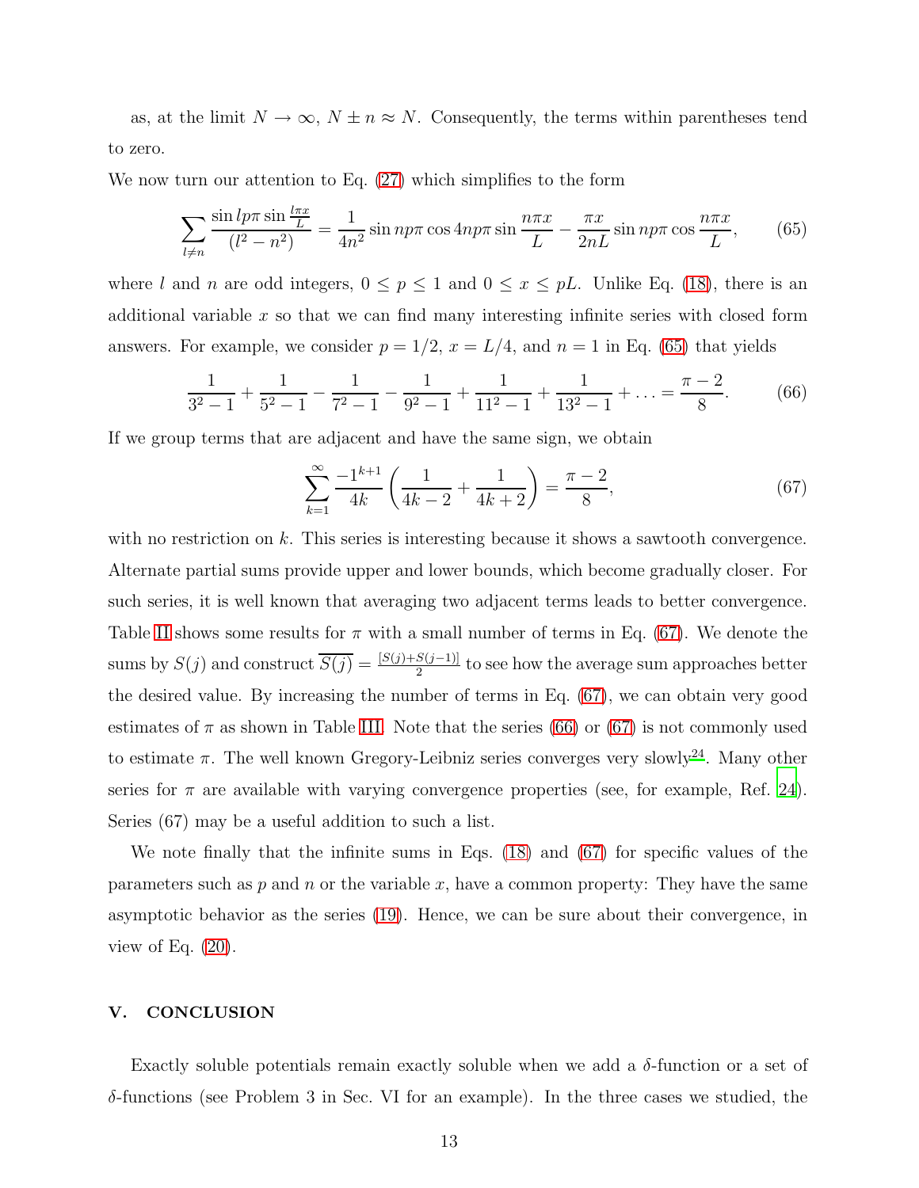as, at the limit $N \to \infty$, $N \pm n \approx N$. Consequently, the terms within parentheses tend to zero.

We now turn our attention to Eq. (27) which simplifies to the form

$$\sum_{l \neq n} \frac{\sin l p \pi \sin \frac{l \pi x}{L}}{(l^2 - n^2)} = \frac{1}{4n^2} \sin n p \pi \cos 4 n p \pi \sin \frac{n \pi x}{L} - \frac{\pi x}{2nL} \sin n p \pi \cos \frac{n \pi x}{L}, \tag{65}$$

where $l$ and $n$ are odd integers, $0 \leq p \leq 1$ and $0 \leq x \leq pL$. Unlike Eq. (18), there is an additional variable $x$ so that we can find many interesting infinite series with closed form answers. For example, we consider $p = 1/2$, $x = L/4$, and $n = 1$ in Eq. (65) that yields

$$\frac{1}{3^2 - 1} + \frac{1}{5^2 - 1} - \frac{1}{7^2 - 1} - \frac{1}{9^2 - 1} + \frac{1}{11^2 - 1} + \frac{1}{13^2 - 1} + \ldots = \frac{\pi - 2}{8}. \tag{66}$$

If we group terms that are adjacent and have the same sign, we obtain

$$\sum_{k=1}^{\infty} \frac{-1^{k+1}}{4k} \left( \frac{1}{4k - 2} + \frac{1}{4k + 2} \right) = \frac{\pi - 2}{8}, \tag{67}$$

with no restriction on $k$. This series is interesting because it shows a sawtooth convergence. Alternate partial sums provide upper and lower bounds, which become gradually closer. For such series, it is well known that averaging two adjacent terms leads to better convergence. Table II shows some results for $\pi$ with a small number of terms in Eq. (67). We denote the sums by $S(j)$ and construct $\overline{S(j)} = \frac{[S(j)+S(j-1)]}{2}$ to see how the average sum approaches better the desired value. By increasing the number of terms in Eq. (67), we can obtain very good estimates of $\pi$ as shown in Table III. Note that the series (66) or (67) is not commonly used to estimate $\pi$. The well known Gregory-Leibniz series converges very slowly[24]. Many other series for $\pi$ are available with varying convergence properties (see, for example, Ref. 24). Series (67) may be a useful addition to such a list.

We note finally that the infinite sums in Eqs. (18) and (67) for specific values of the parameters such as $p$ and $n$ or the variable $x$, have a common property: They have the same asymptotic behavior as the series (19). Hence, we can be sure about their convergence, in view of Eq. (20).

## V. CONCLUSION

Exactly soluble potentials remain exactly soluble when we add a $\delta$-function or a set of $\delta$-functions (see Problem 3 in Sec. VI for an example). In the three cases we studied, the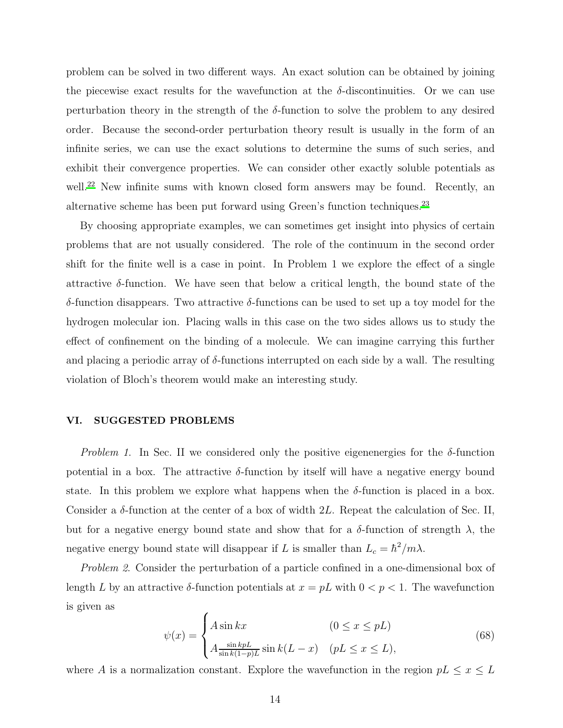problem can be solved in two different ways. An exact solution can be obtained by joining the piecewise exact results for the wavefunction at the $\delta$-discontinuities. Or we can use perturbation theory in the strength of the $\delta$-function to solve the problem to any desired order. Because the second-order perturbation theory result is usually in the form of an infinite series, we can use the exact solutions to determine the sums of such series, and exhibit their convergence properties. We can consider other exactly soluble potentials as well.[22] New infinite sums with known closed form answers may be found. Recently, an alternative scheme has been put forward using Green's function techniques.[23]

By choosing appropriate examples, we can sometimes get insight into physics of certain problems that are not usually considered. The role of the continuum in the second order shift for the finite well is a case in point. In Problem 1 we explore the effect of a single attractive $\delta$-function. We have seen that below a critical length, the bound state of the $\delta$-function disappears. Two attractive $\delta$-functions can be used to set up a toy model for the hydrogen molecular ion. Placing walls in this case on the two sides allows us to study the effect of confinement on the binding of a molecule. We can imagine carrying this further and placing a periodic array of $\delta$-functions interrupted on each side by a wall. The resulting violation of Bloch's theorem would make an interesting study.

## VI. SUGGESTED PROBLEMS

*Problem 1.* In Sec. II we considered only the positive eigenenergies for the $\delta$-function potential in a box. The attractive $\delta$-function by itself will have a negative energy bound state. In this problem we explore what happens when the $\delta$-function is placed in a box. Consider a $\delta$-function at the center of a box of width $2L$. Repeat the calculation of Sec. II, but for a negative energy bound state and show that for a $\delta$-function of strength $\lambda$, the negative energy bound state will disappear if $L$ is smaller than $L_c = \hbar^2/m\lambda$.

*Problem 2.* Consider the perturbation of a particle confined in a one-dimensional box of length $L$ by an attractive $\delta$-function potentials at $x = pL$ with $0 < p < 1$. The wavefunction is given as

$$\psi(x) = \begin{cases} A \sin kx & (0 \leq x \leq pL) \\ A \frac{\sin kpL}{\sin k(1-p)L} \sin k(L-x) & (pL \leq x \leq L), \end{cases} \tag{68}$$

where $A$ is a normalization constant. Explore the wavefunction in the region $pL \leq x \leq L$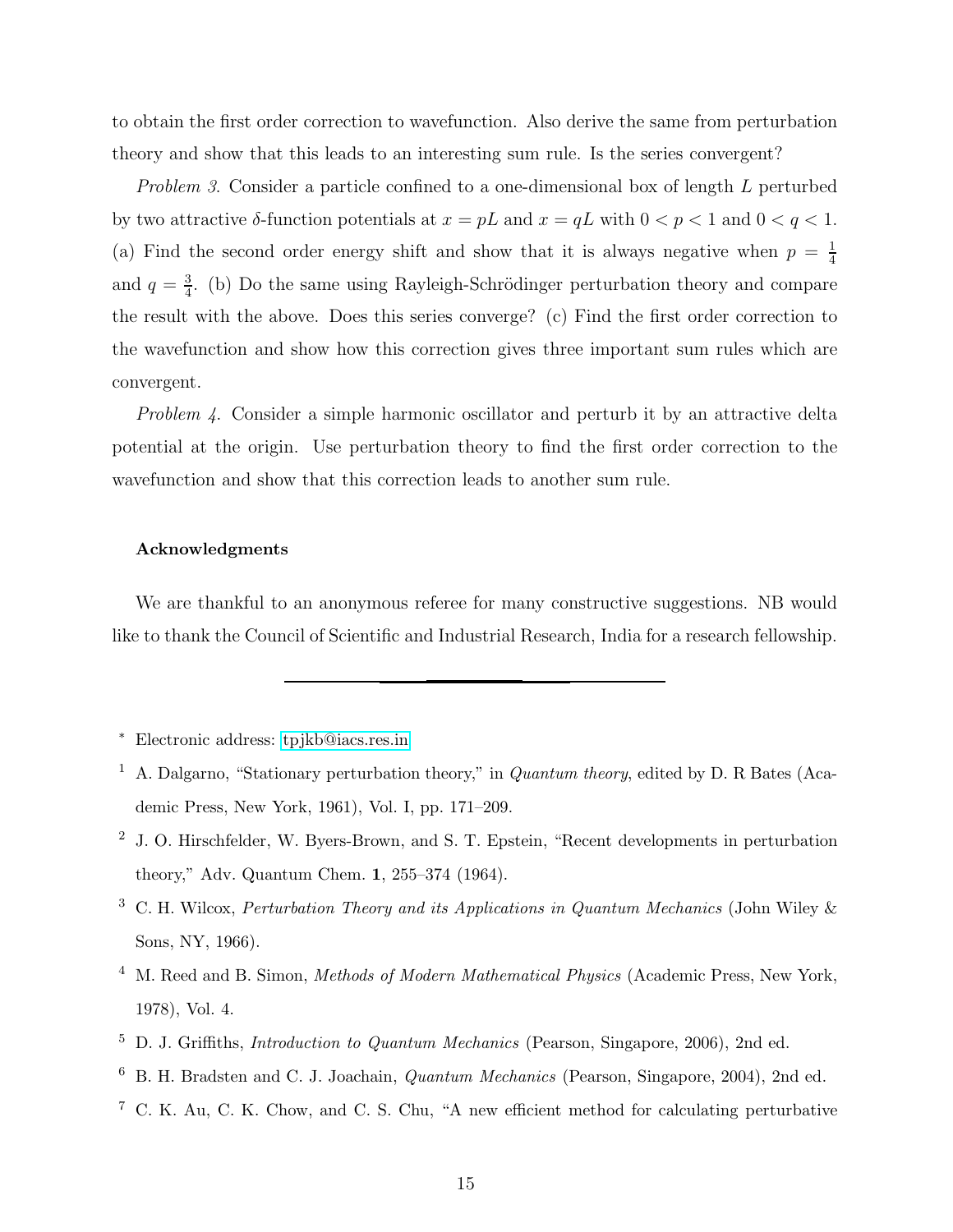to obtain the first order correction to wavefunction. Also derive the same from perturbation theory and show that this leads to an interesting sum rule. Is the series convergent?

*Problem 3*. Consider a particle confined to a one-dimensional box of length $L$ perturbed by two attractive $\delta$-function potentials at $x = pL$ and $x = qL$ with $0 < p < 1$ and $0 < q < 1$. (a) Find the second order energy shift and show that it is always negative when $p = \frac{1}{4}$ and $q = \frac{3}{4}$. (b) Do the same using Rayleigh-Schrödinger perturbation theory and compare the result with the above. Does this series converge? (c) Find the first order correction to the wavefunction and show how this correction gives three important sum rules which are convergent.

*Problem 4*. Consider a simple harmonic oscillator and perturb it by an attractive delta potential at the origin. Use perturbation theory to find the first order correction to the wavefunction and show that this correction leads to another sum rule.

#### Acknowledgments

We are thankful to an anonymous referee for many constructive suggestions. NB would like to thank the Council of Scientific and Industrial Research, India for a research fellowship.

---

[*] Electronic address: tpjkb@iacs.res.in

[1] A. Dalgarno, "Stationary perturbation theory," in *Quantum theory*, edited by D. R Bates (Academic Press, New York, 1961), Vol. I, pp. 171–209.

[2] J. O. Hirschfelder, W. Byers-Brown, and S. T. Epstein, "Recent developments in perturbation theory," Adv. Quantum Chem. **1**, 255–374 (1964).

[3] C. H. Wilcox, *Perturbation Theory and its Applications in Quantum Mechanics* (John Wiley & Sons, NY, 1966).

[4] M. Reed and B. Simon, *Methods of Modern Mathematical Physics* (Academic Press, New York, 1978), Vol. 4.

[5] D. J. Griffiths, *Introduction to Quantum Mechanics* (Pearson, Singapore, 2006), 2nd ed.

[6] B. H. Bradsten and C. J. Joachain, *Quantum Mechanics* (Pearson, Singapore, 2004), 2nd ed.

[7] C. K. Au, C. K. Chow, and C. S. Chu, "A new efficient method for calculating perturbative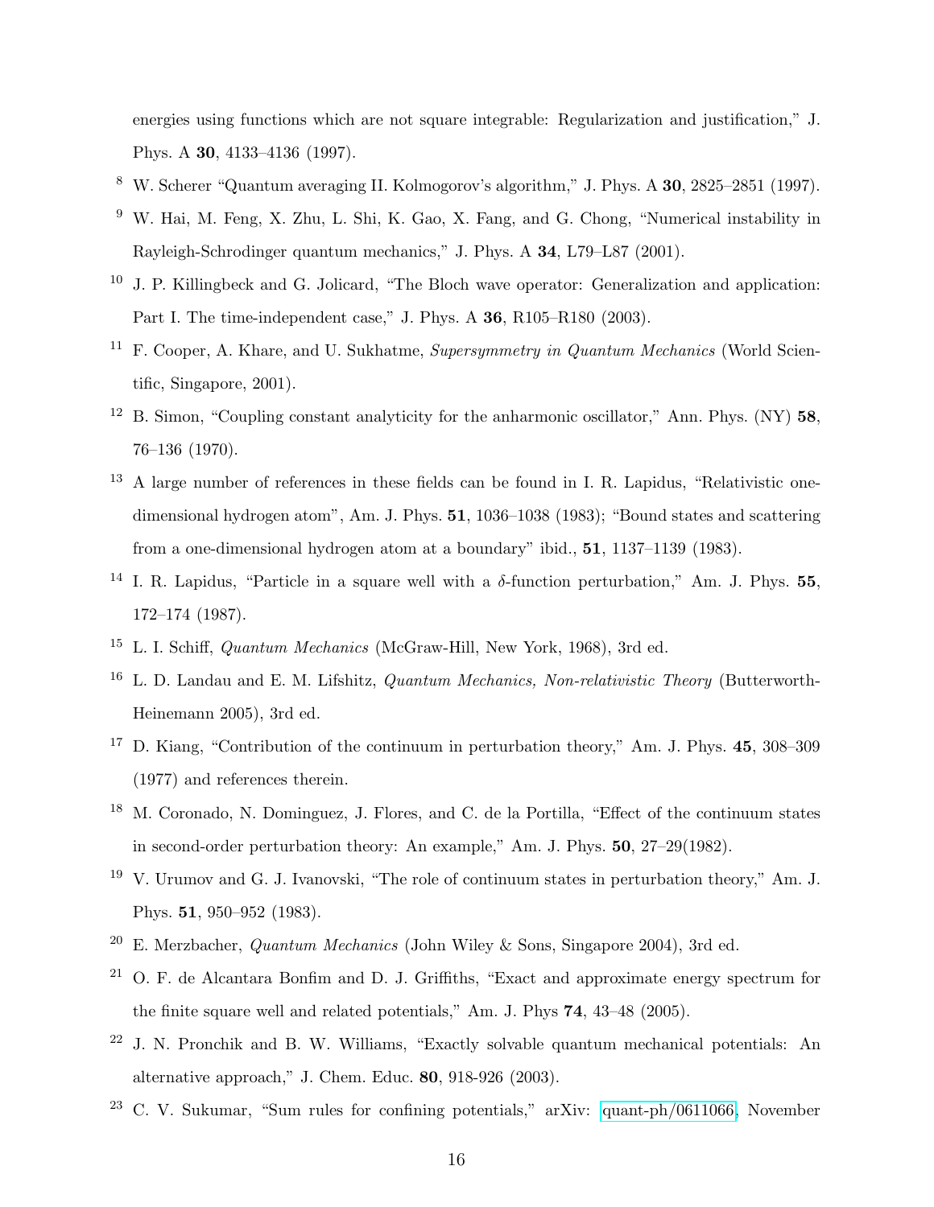energies using functions which are not square integrable: Regularization and justification," J. Phys. A **30**, 4133–4136 (1997).

[8] W. Scherer "Quantum averaging II. Kolmogorov's algorithm," J. Phys. A **30**, 2825–2851 (1997).

[9] W. Hai, M. Feng, X. Zhu, L. Shi, K. Gao, X. Fang, and G. Chong, "Numerical instability in Rayleigh-Schrodinger quantum mechanics," J. Phys. A **34**, L79–L87 (2001).

[10] J. P. Killingbeck and G. Jolicard, "The Bloch wave operator: Generalization and application: Part I. The time-independent case," J. Phys. A **36**, R105–R180 (2003).

[11] F. Cooper, A. Khare, and U. Sukhatme, *Supersymmetry in Quantum Mechanics* (World Scientific, Singapore, 2001).

[12] B. Simon, "Coupling constant analyticity for the anharmonic oscillator," Ann. Phys. (NY) **58**, 76–136 (1970).

[13] A large number of references in these fields can be found in I. R. Lapidus, "Relativistic one-dimensional hydrogen atom", Am. J. Phys. **51**, 1036–1038 (1983); "Bound states and scattering from a one-dimensional hydrogen atom at a boundary" ibid., **51**, 1137–1139 (1983).

[14] I. R. Lapidus, "Particle in a square well with a $\delta$-function perturbation," Am. J. Phys. **55**, 172–174 (1987).

[15] L. I. Schiff, *Quantum Mechanics* (McGraw-Hill, New York, 1968), 3rd ed.

[16] L. D. Landau and E. M. Lifshitz, *Quantum Mechanics, Non-relativistic Theory* (Butterworth-Heinemann 2005), 3rd ed.

[17] D. Kiang, "Contribution of the continuum in perturbation theory," Am. J. Phys. **45**, 308–309 (1977) and references therein.

[18] M. Coronado, N. Dominguez, J. Flores, and C. de la Portilla, "Effect of the continuum states in second-order perturbation theory: An example," Am. J. Phys. **50**, 27–29(1982).

[19] V. Urumov and G. J. Ivanovski, "The role of continuum states in perturbation theory," Am. J. Phys. **51**, 950–952 (1983).

[20] E. Merzbacher, *Quantum Mechanics* (John Wiley & Sons, Singapore 2004), 3rd ed.

[21] O. F. de Alcantara Bonfim and D. J. Griffiths, "Exact and approximate energy spectrum for the finite square well and related potentials," Am. J. Phys **74**, 43–48 (2005).

[22] J. N. Pronchik and B. W. Williams, "Exactly solvable quantum mechanical potentials: An alternative approach," J. Chem. Educ. **80**, 918-926 (2003).

[23] C. V. Sukumar, "Sum rules for confining potentials," arXiv: quant-ph/0611066, November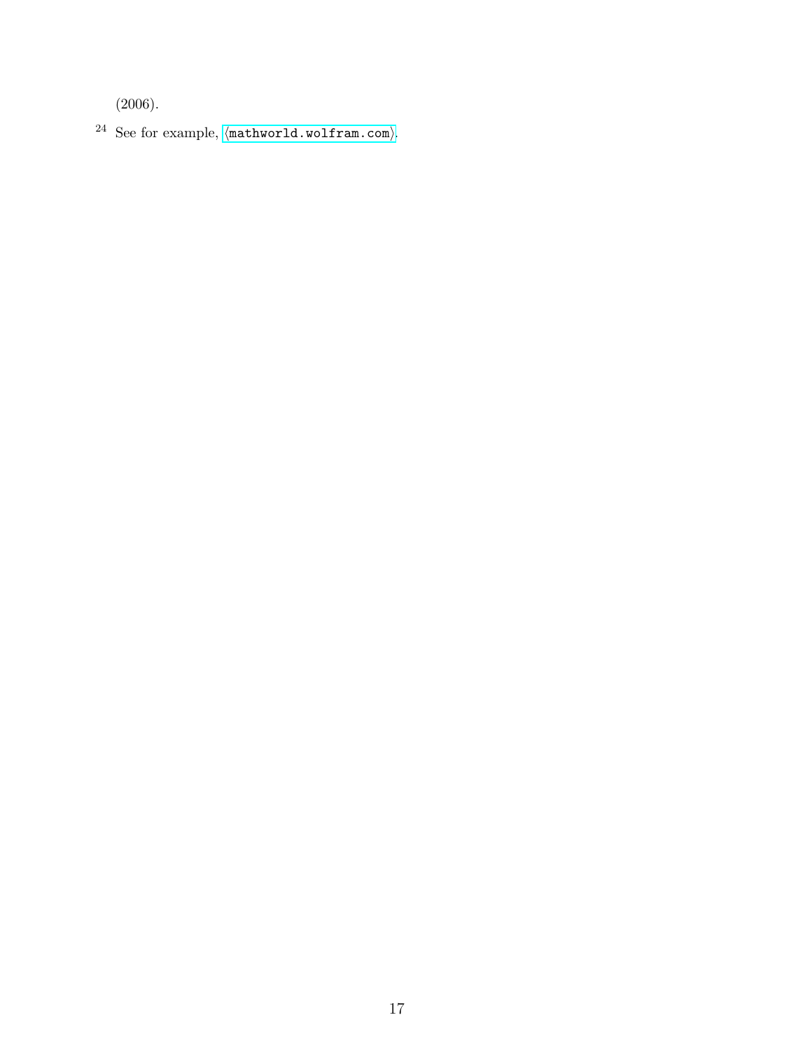(2006).

[24] See for example, ⟨mathworld.wolfram.com⟩.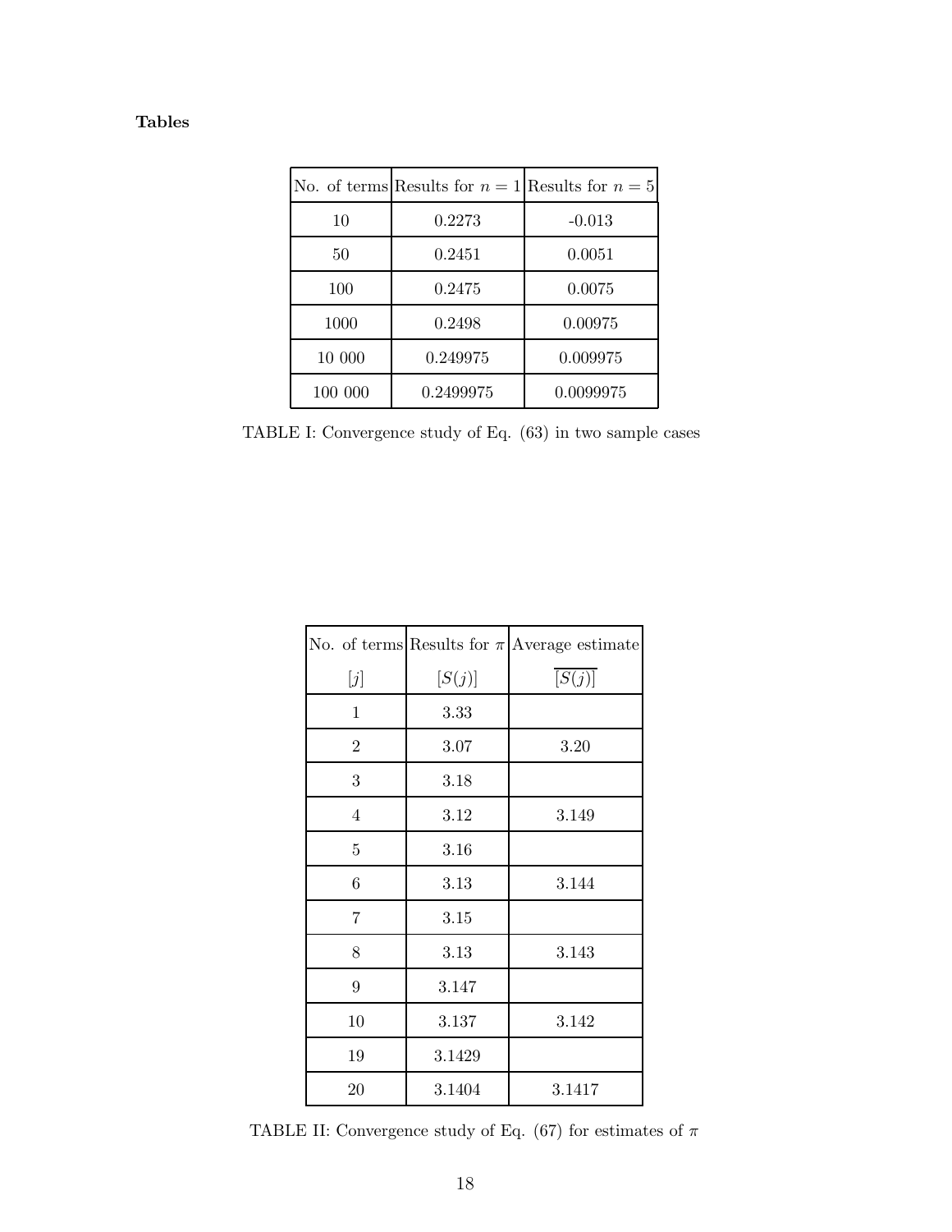**Tables**

| No. of terms | Results for $n = 1$ | Results for $n = 5$ |
|---|---|---|
| 10 | 0.2273 | -0.013 |
| 50 | 0.2451 | 0.0051 |
| 100 | 0.2475 | 0.0075 |
| 1000 | 0.2498 | 0.00975 |
| 10 000 | 0.249975 | 0.009975 |
| 100 000 | 0.2499975 | 0.0099975 |

TABLE I: Convergence study of Eq. (63) in two sample cases

| No. of terms | Results for $\pi$ | Average estimate |
|---|---|---|
| $[j]$ | $[S(j)]$ | $\overline{[S(j)]}$ |
| 1 | 3.33 | |
| 2 | 3.07 | 3.20 |
| 3 | 3.18 | |
| 4 | 3.12 | 3.149 |
| 5 | 3.16 | |
| 6 | 3.13 | 3.144 |
| 7 | 3.15 | |
| 8 | 3.13 | 3.143 |
| 9 | 3.147 | |
| 10 | 3.137 | 3.142 |
| 19 | 3.1429 | |
| 20 | 3.1404 | 3.1417 |

TABLE II: Convergence study of Eq. (67) for estimates of $\pi$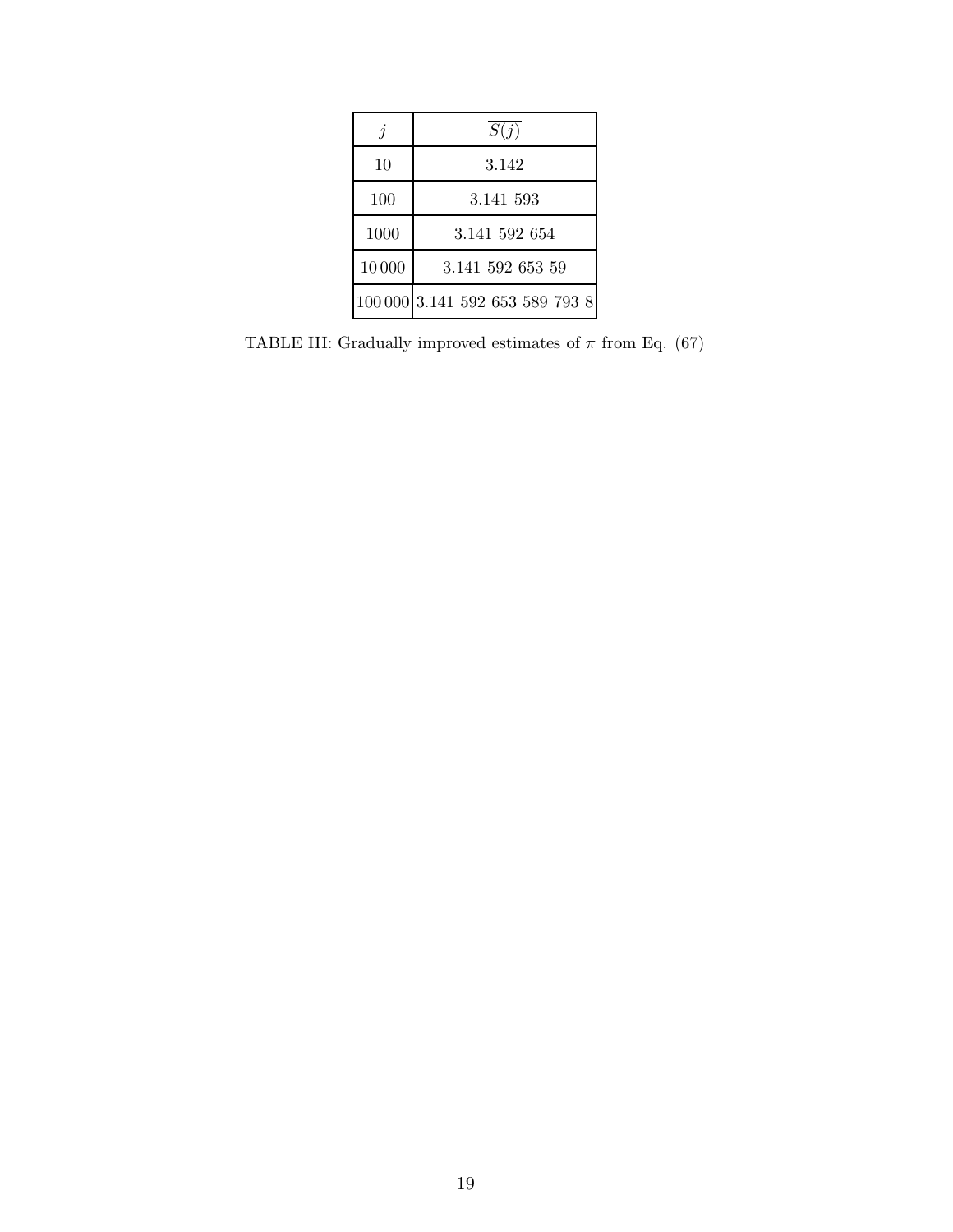| $j$ | $\overline{S(j)}$ |
|---|---|
| 10 | 3.142 |
| 100 | 3.141 593 |
| 1000 | 3.141 592 654 |
| 10 000 | 3.141 592 653 59 |
| 100 000 | 3.141 592 653 589 793 8 |

TABLE III: Gradually improved estimates of $\pi$ from Eq. (67)